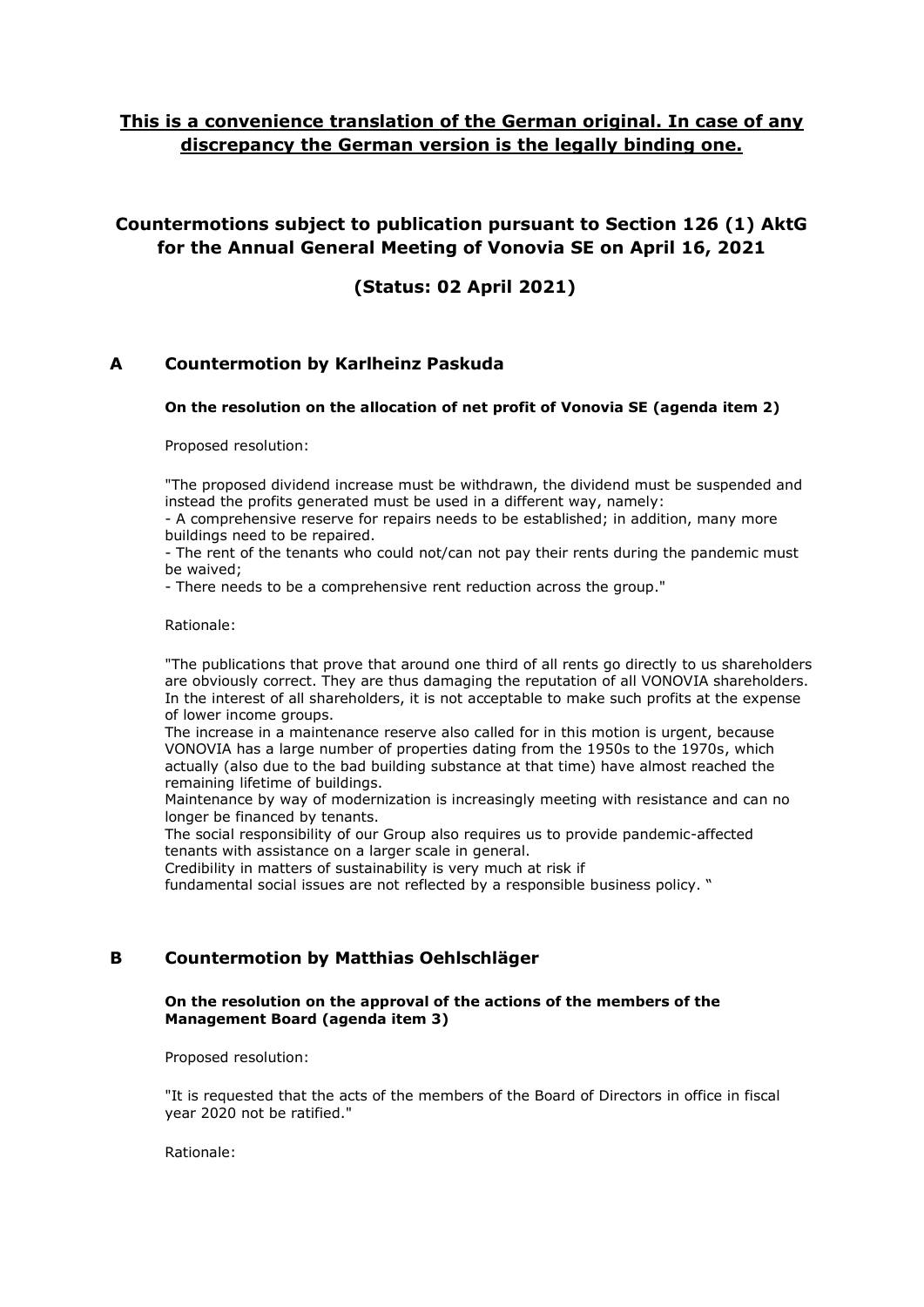**This is a convenience translation of the German original. In case of any discrepancy the German version is the legally binding one.**

# Countermotions subject to publication pursuant to Section 126 (1) AktG for the Annual General Meeting of Vonovia SE on April 16, 2021

**(Status: 02 April 2021)**

## A Countermotion by Karlheinz Paskuda

**On the resolution on the allocation of net profit of Vonovia SE (agenda item 2)**

Proposed resolution:

"The proposed dividend increase must be withdrawn, the dividend must be suspended and instead the profits generated must be used in a different way, namely:
- A comprehensive reserve for repairs needs to be established; in addition, many more buildings need to be repaired.
- The rent of the tenants who could not/can not pay their rents during the pandemic must be waived;
- There needs to be a comprehensive rent reduction across the group."

Rationale:

"The publications that prove that around one third of all rents go directly to us shareholders are obviously correct. They are thus damaging the reputation of all VONOVIA shareholders. In the interest of all shareholders, it is not acceptable to make such profits at the expense of lower income groups.
The increase in a maintenance reserve also called for in this motion is urgent, because VONOVIA has a large number of properties dating from the 1950s to the 1970s, which actually (also due to the bad building substance at that time) have almost reached the remaining lifetime of buildings.
Maintenance by way of modernization is increasingly meeting with resistance and can no longer be financed by tenants.
The social responsibility of our Group also requires us to provide pandemic-affected tenants with assistance on a larger scale in general.
Credibility in matters of sustainability is very much at risk if
fundamental social issues are not reflected by a responsible business policy. "

## B Countermotion by Matthias Oehlschläger

**On the resolution on the approval of the actions of the members of the Management Board (agenda item 3)**

Proposed resolution:

"It is requested that the acts of the members of the Board of Directors in office in fiscal year 2020 not be ratified."

Rationale: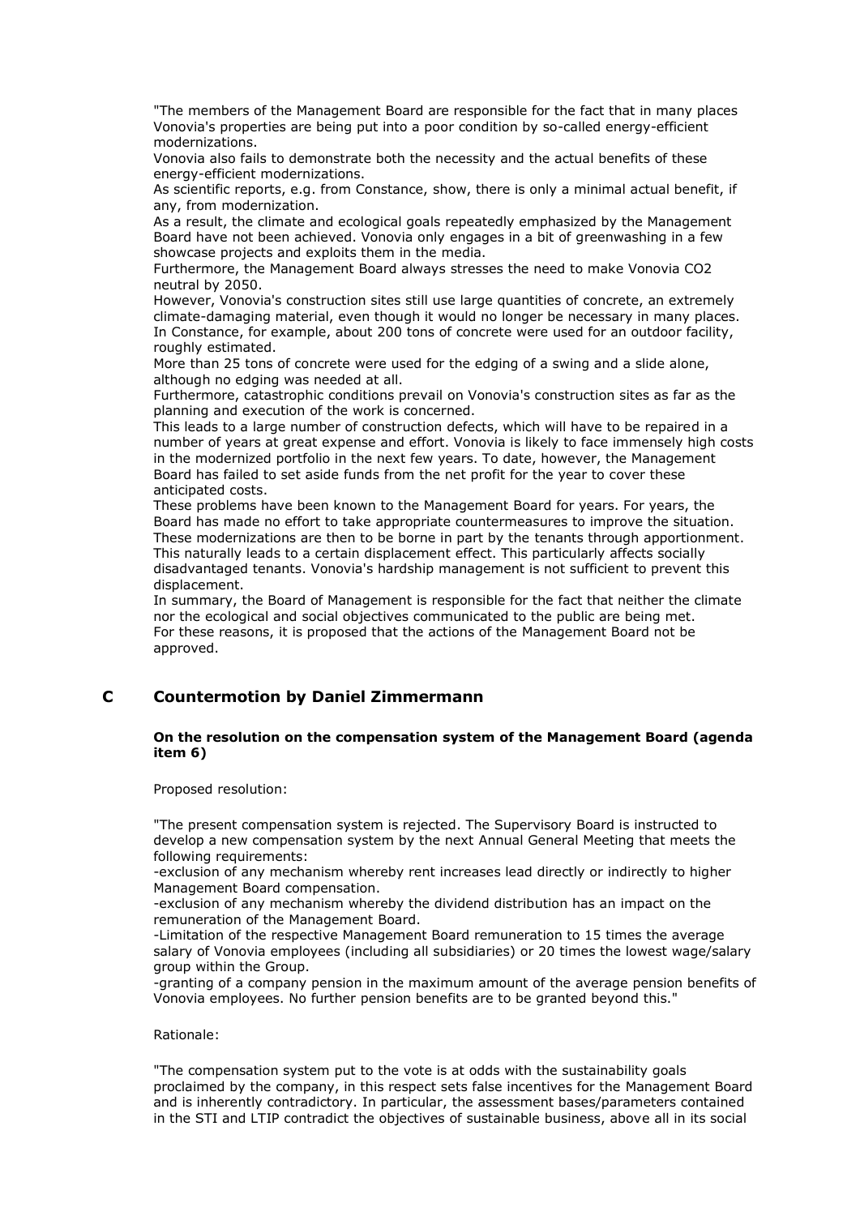"The members of the Management Board are responsible for the fact that in many places Vonovia's properties are being put into a poor condition by so-called energy-efficient modernizations.
Vonovia also fails to demonstrate both the necessity and the actual benefits of these energy-efficient modernizations.
As scientific reports, e.g. from Constance, show, there is only a minimal actual benefit, if any, from modernization.
As a result, the climate and ecological goals repeatedly emphasized by the Management Board have not been achieved. Vonovia only engages in a bit of greenwashing in a few showcase projects and exploits them in the media.
Furthermore, the Management Board always stresses the need to make Vonovia $CO_2$ neutral by 2050.
However, Vonovia's construction sites still use large quantities of concrete, an extremely climate-damaging material, even though it would no longer be necessary in many places. In Constance, for example, about 200 tons of concrete were used for an outdoor facility, roughly estimated.
More than 25 tons of concrete were used for the edging of a swing and a slide alone, although no edging was needed at all.
Furthermore, catastrophic conditions prevail on Vonovia's construction sites as far as the planning and execution of the work is concerned.
This leads to a large number of construction defects, which will have to be repaired in a number of years at great expense and effort. Vonovia is likely to face immensely high costs in the modernized portfolio in the next few years. To date, however, the Management Board has failed to set aside funds from the net profit for the year to cover these anticipated costs.
These problems have been known to the Management Board for years. For years, the Board has made no effort to take appropriate countermeasures to improve the situation.
These modernizations are then to be borne in part by the tenants through apportionment.
This naturally leads to a certain displacement effect. This particularly affects socially disadvantaged tenants. Vonovia's hardship management is not sufficient to prevent this displacement.
In summary, the Board of Management is responsible for the fact that neither the climate nor the ecological and social objectives communicated to the public are being met.
For these reasons, it is proposed that the actions of the Management Board not be approved.

## C Countermotion by Daniel Zimmermann

**On the resolution on the compensation system of the Management Board (agenda item 6)**

Proposed resolution:

"The present compensation system is rejected. The Supervisory Board is instructed to develop a new compensation system by the next Annual General Meeting that meets the following requirements:
-exclusion of any mechanism whereby rent increases lead directly or indirectly to higher Management Board compensation.
-exclusion of any mechanism whereby the dividend distribution has an impact on the remuneration of the Management Board.
-Limitation of the respective Management Board remuneration to 15 times the average salary of Vonovia employees (including all subsidiaries) or 20 times the lowest wage/salary group within the Group.
-granting of a company pension in the maximum amount of the average pension benefits of Vonovia employees. No further pension benefits are to be granted beyond this."

Rationale:

"The compensation system put to the vote is at odds with the sustainability goals proclaimed by the company, in this respect sets false incentives for the Management Board and is inherently contradictory. In particular, the assessment bases/parameters contained in the STI and LTIP contradict the objectives of sustainable business, above all in its social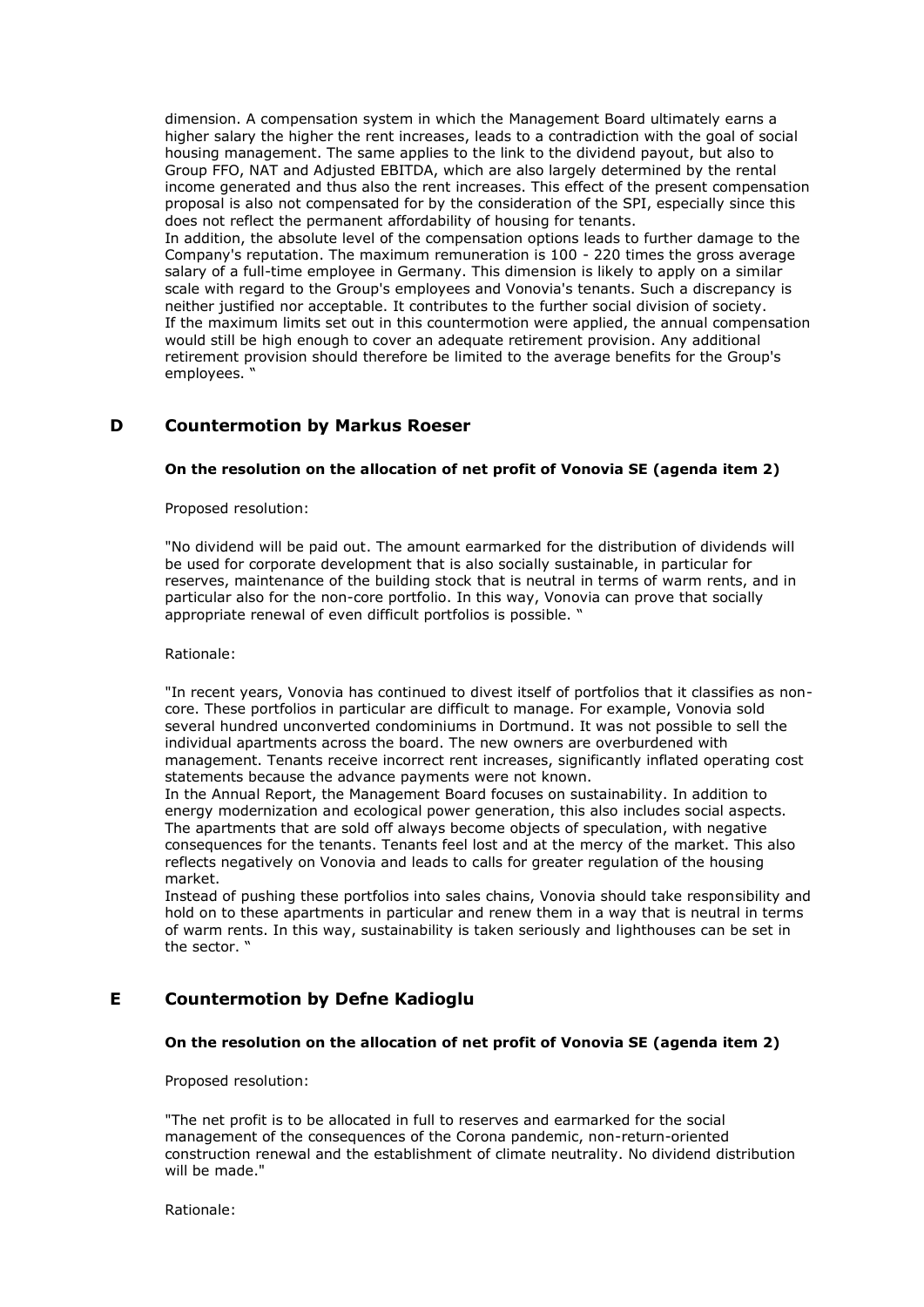dimension. A compensation system in which the Management Board ultimately earns a higher salary the higher the rent increases, leads to a contradiction with the goal of social housing management. The same applies to the link to the dividend payout, but also to Group FFO, NAT and Adjusted EBITDA, which are also largely determined by the rental income generated and thus also the rent increases. This effect of the present compensation proposal is also not compensated for by the consideration of the SPI, especially since this does not reflect the permanent affordability of housing for tenants.
In addition, the absolute level of the compensation options leads to further damage to the Company's reputation. The maximum remuneration is 100 - 220 times the gross average salary of a full-time employee in Germany. This dimension is likely to apply on a similar scale with regard to the Group's employees and Vonovia's tenants. Such a discrepancy is neither justified nor acceptable. It contributes to the further social division of society.
If the maximum limits set out in this countermotion were applied, the annual compensation would still be high enough to cover an adequate retirement provision. Any additional retirement provision should therefore be limited to the average benefits for the Group's employees. "

## D Countermotion by Markus Roeser

**On the resolution on the allocation of net profit of Vonovia SE (agenda item 2)**

Proposed resolution:

"No dividend will be paid out. The amount earmarked for the distribution of dividends will be used for corporate development that is also socially sustainable, in particular for reserves, maintenance of the building stock that is neutral in terms of warm rents, and in particular also for the non-core portfolio. In this way, Vonovia can prove that socially appropriate renewal of even difficult portfolios is possible. "

Rationale:

"In recent years, Vonovia has continued to divest itself of portfolios that it classifies as non-core. These portfolios in particular are difficult to manage. For example, Vonovia sold several hundred unconverted condominiums in Dortmund. It was not possible to sell the individual apartments across the board. The new owners are overburdened with management. Tenants receive incorrect rent increases, significantly inflated operating cost statements because the advance payments were not known.
In the Annual Report, the Management Board focuses on sustainability. In addition to energy modernization and ecological power generation, this also includes social aspects. The apartments that are sold off always become objects of speculation, with negative consequences for the tenants. Tenants feel lost and at the mercy of the market. This also reflects negatively on Vonovia and leads to calls for greater regulation of the housing market.
Instead of pushing these portfolios into sales chains, Vonovia should take responsibility and hold on to these apartments in particular and renew them in a way that is neutral in terms of warm rents. In this way, sustainability is taken seriously and lighthouses can be set in the sector. "

## E Countermotion by Defne Kadioglu

**On the resolution on the allocation of net profit of Vonovia SE (agenda item 2)**

Proposed resolution:

"The net profit is to be allocated in full to reserves and earmarked for the social management of the consequences of the Corona pandemic, non-return-oriented construction renewal and the establishment of climate neutrality. No dividend distribution will be made."

Rationale: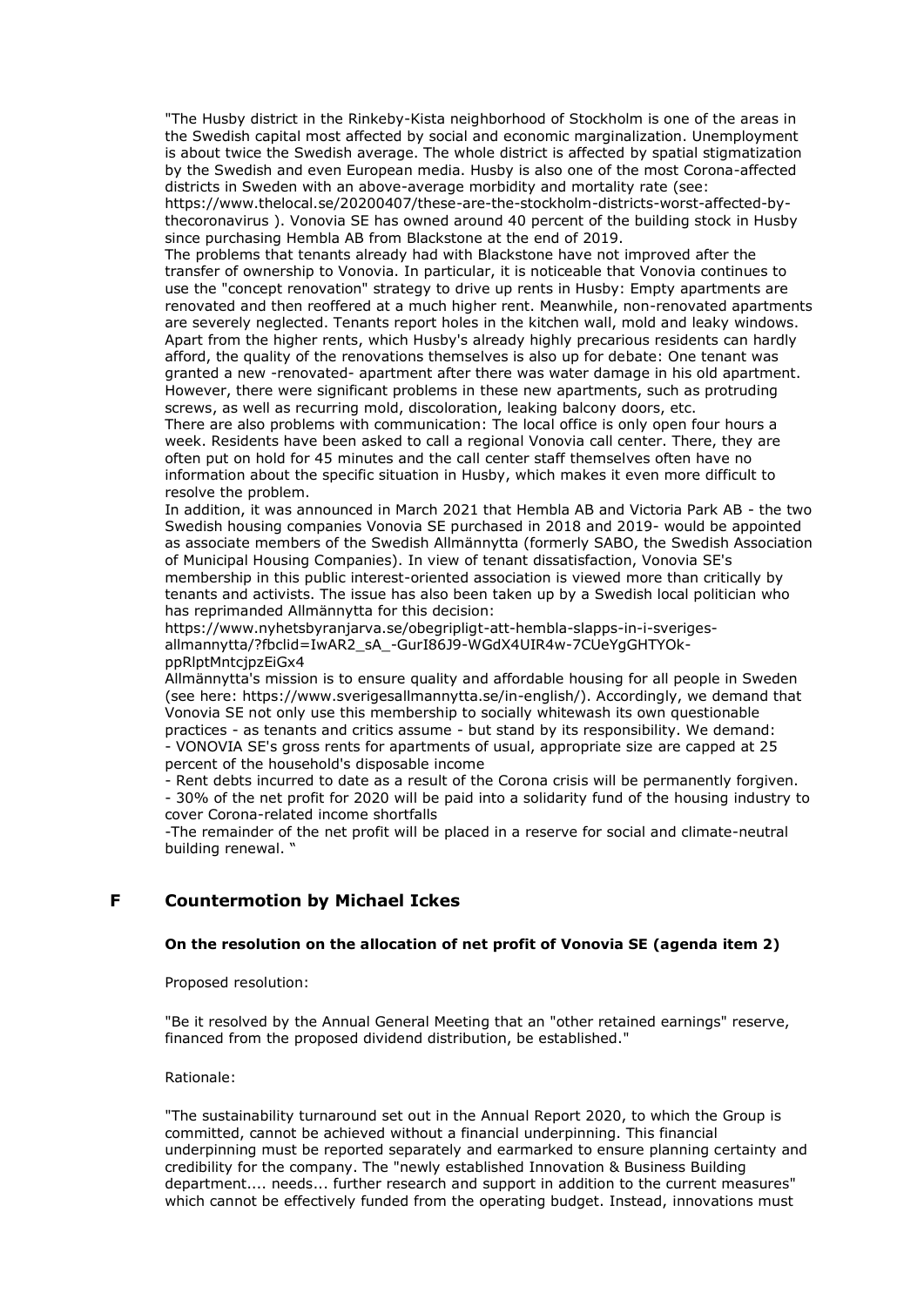"The Husby district in the Rinkeby-Kista neighborhood of Stockholm is one of the areas in the Swedish capital most affected by social and economic marginalization. Unemployment is about twice the Swedish average. The whole district is affected by spatial stigmatization by the Swedish and even European media. Husby is also one of the most Corona-affected districts in Sweden with an above-average morbidity and mortality rate (see: https://www.thelocal.se/20200407/these-are-the-stockholm-districts-worst-affected-by-thecoronavirus ). Vonovia SE has owned around 40 percent of the building stock in Husby since purchasing Hembla AB from Blackstone at the end of 2019.

The problems that tenants already had with Blackstone have not improved after the transfer of ownership to Vonovia. In particular, it is noticeable that Vonovia continues to use the "concept renovation" strategy to drive up rents in Husby: Empty apartments are renovated and then reoffered at a much higher rent. Meanwhile, non-renovated apartments are severely neglected. Tenants report holes in the kitchen wall, mold and leaky windows. Apart from the higher rents, which Husby's already highly precarious residents can hardly afford, the quality of the renovations themselves is also up for debate: One tenant was granted a new -renovated- apartment after there was water damage in his old apartment. However, there were significant problems in these new apartments, such as protruding screws, as well as recurring mold, discoloration, leaking balcony doors, etc.

There are also problems with communication: The local office is only open four hours a week. Residents have been asked to call a regional Vonovia call center. There, they are often put on hold for 45 minutes and the call center staff themselves often have no information about the specific situation in Husby, which makes it even more difficult to resolve the problem.

In addition, it was announced in March 2021 that Hembla AB and Victoria Park AB - the two Swedish housing companies Vonovia SE purchased in 2018 and 2019- would be appointed as associate members of the Swedish Allmännytta (formerly SABO, the Swedish Association of Municipal Housing Companies). In view of tenant dissatisfaction, Vonovia SE's membership in this public interest-oriented association is viewed more than critically by tenants and activists. The issue has also been taken up by a Swedish local politician who has reprimanded Allmännytta for this decision:
https://www.nyhetsbyranjarva.se/obegripligt-att-hembla-slapps-in-i-sveriges-allmannytta/?fbclid=IwAR2_sA_-GurI86J9-WGdX4UIR4w-7CUeYgGHTYOk-ppRlptMntcjpzEiGx4

Allmännytta's mission is to ensure quality and affordable housing for all people in Sweden (see here: https://www.sverigesallmannytta.se/in-english/). Accordingly, we demand that Vonovia SE not only use this membership to socially whitewash its own questionable practices - as tenants and critics assume - but stand by its responsibility. We demand:

- VONOVIA SE's gross rents for apartments of usual, appropriate size are capped at 25 percent of the household's disposable income
- Rent debts incurred to date as a result of the Corona crisis will be permanently forgiven.
- 30% of the net profit for 2020 will be paid into a solidarity fund of the housing industry to cover Corona-related income shortfalls
- The remainder of the net profit will be placed in a reserve for social and climate-neutral building renewal. "

## F Countermotion by Michael Ickes

**On the resolution on the allocation of net profit of Vonovia SE (agenda item 2)**

Proposed resolution:

"Be it resolved by the Annual General Meeting that an "other retained earnings" reserve, financed from the proposed dividend distribution, be established."

Rationale:

"The sustainability turnaround set out in the Annual Report 2020, to which the Group is committed, cannot be achieved without a financial underpinning. This financial underpinning must be reported separately and earmarked to ensure planning certainty and credibility for the company. The "newly established Innovation & Business Building department.... needs... further research and support in addition to the current measures" which cannot be effectively funded from the operating budget. Instead, innovations must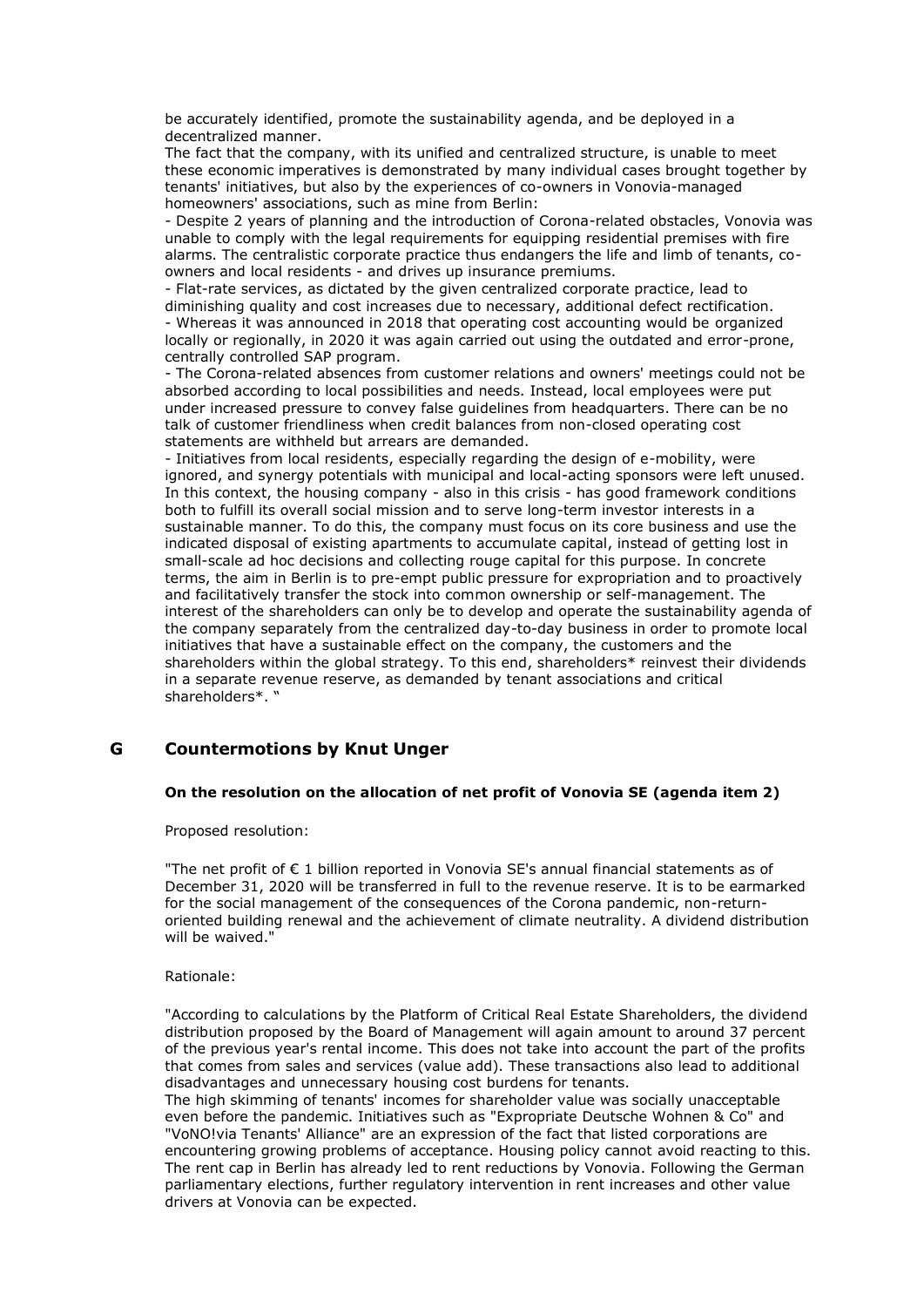be accurately identified, promote the sustainability agenda, and be deployed in a decentralized manner.

The fact that the company, with its unified and centralized structure, is unable to meet these economic imperatives is demonstrated by many individual cases brought together by tenants' initiatives, but also by the experiences of co-owners in Vonovia-managed homeowners' associations, such as mine from Berlin:

- Despite 2 years of planning and the introduction of Corona-related obstacles, Vonovia was unable to comply with the legal requirements for equipping residential premises with fire alarms. The centralistic corporate practice thus endangers the life and limb of tenants, co-owners and local residents - and drives up insurance premiums.
- Flat-rate services, as dictated by the given centralized corporate practice, lead to diminishing quality and cost increases due to necessary, additional defect rectification.
- Whereas it was announced in 2018 that operating cost accounting would be organized locally or regionally, in 2020 it was again carried out using the outdated and error-prone, centrally controlled SAP program.
- The Corona-related absences from customer relations and owners' meetings could not be absorbed according to local possibilities and needs. Instead, local employees were put under increased pressure to convey false guidelines from headquarters. There can be no talk of customer friendliness when credit balances from non-closed operating cost statements are withheld but arrears are demanded.
- Initiatives from local residents, especially regarding the design of e-mobility, were ignored, and synergy potentials with municipal and local-acting sponsors were left unused.

In this context, the housing company - also in this crisis - has good framework conditions both to fulfill its overall social mission and to serve long-term investor interests in a sustainable manner. To do this, the company must focus on its core business and use the indicated disposal of existing apartments to accumulate capital, instead of getting lost in small-scale ad hoc decisions and collecting rouge capital for this purpose. In concrete terms, the aim in Berlin is to pre-empt public pressure for expropriation and to proactively and facilitatively transfer the stock into common ownership or self-management. The interest of the shareholders can only be to develop and operate the sustainability agenda of the company separately from the centralized day-to-day business in order to promote local initiatives that have a sustainable effect on the company, the customers and the shareholders within the global strategy. To this end, shareholders* reinvest their dividends in a separate revenue reserve, as demanded by tenant associations and critical shareholders*. "

## G Countermotions by Knut Unger

### On the resolution on the allocation of net profit of Vonovia SE (agenda item 2)

Proposed resolution:

"The net profit of € 1 billion reported in Vonovia SE's annual financial statements as of December 31, 2020 will be transferred in full to the revenue reserve. It is to be earmarked for the social management of the consequences of the Corona pandemic, non-return-oriented building renewal and the achievement of climate neutrality. A dividend distribution will be waived."

Rationale:

"According to calculations by the Platform of Critical Real Estate Shareholders, the dividend distribution proposed by the Board of Management will again amount to around 37 percent of the previous year's rental income. This does not take into account the part of the profits that comes from sales and services (value add). These transactions also lead to additional disadvantages and unnecessary housing cost burdens for tenants.

The high skimming of tenants' incomes for shareholder value was socially unacceptable even before the pandemic. Initiatives such as "Expropriate Deutsche Wohnen & Co" and "VoNO!via Tenants' Alliance" are an expression of the fact that listed corporations are encountering growing problems of acceptance. Housing policy cannot avoid reacting to this. The rent cap in Berlin has already led to rent reductions by Vonovia. Following the German parliamentary elections, further regulatory intervention in rent increases and other value drivers at Vonovia can be expected.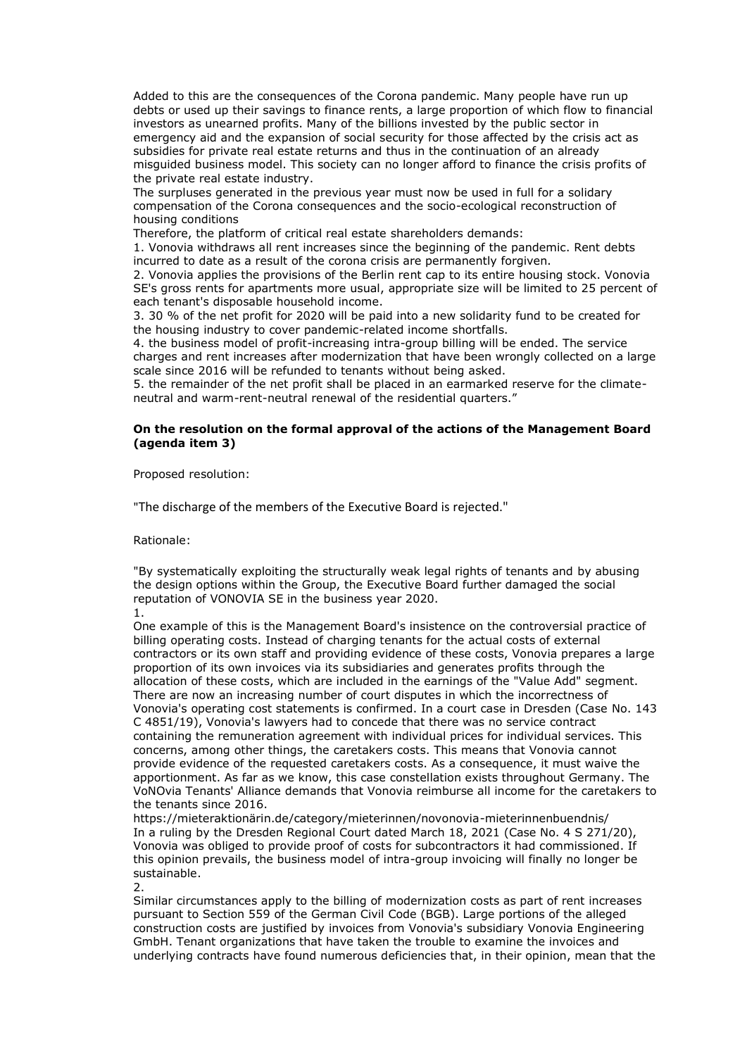Added to this are the consequences of the Corona pandemic. Many people have run up debts or used up their savings to finance rents, a large proportion of which flow to financial investors as unearned profits. Many of the billions invested by the public sector in emergency aid and the expansion of social security for those affected by the crisis act as subsidies for private real estate returns and thus in the continuation of an already misguided business model. This society can no longer afford to finance the crisis profits of the private real estate industry.

The surpluses generated in the previous year must now be used in full for a solidary compensation of the Corona consequences and the socio-ecological reconstruction of housing conditions

Therefore, the platform of critical real estate shareholders demands:

1. Vonovia withdraws all rent increases since the beginning of the pandemic. Rent debts incurred to date as a result of the corona crisis are permanently forgiven.
2. Vonovia applies the provisions of the Berlin rent cap to its entire housing stock. Vonovia SE's gross rents for apartments more usual, appropriate size will be limited to 25 percent of each tenant's disposable household income.
3. 30 % of the net profit for 2020 will be paid into a new solidarity fund to be created for the housing industry to cover pandemic-related income shortfalls.
4. the business model of profit-increasing intra-group billing will be ended. The service charges and rent increases after modernization that have been wrongly collected on a large scale since 2016 will be refunded to tenants without being asked.
5. the remainder of the net profit shall be placed in an earmarked reserve for the climate-neutral and warm-rent-neutral renewal of the residential quarters."

**On the resolution on the formal approval of the actions of the Management Board (agenda item 3)**

Proposed resolution:

"The discharge of the members of the Executive Board is rejected."

Rationale:

"By systematically exploiting the structurally weak legal rights of tenants and by abusing the design options within the Group, the Executive Board further damaged the social reputation of VONOVIA SE in the business year 2020.

1.

One example of this is the Management Board's insistence on the controversial practice of billing operating costs. Instead of charging tenants for the actual costs of external contractors or its own staff and providing evidence of these costs, Vonovia prepares a large proportion of its own invoices via its subsidiaries and generates profits through the allocation of these costs, which are included in the earnings of the "Value Add" segment. There are now an increasing number of court disputes in which the incorrectness of Vonovia's operating cost statements is confirmed. In a court case in Dresden (Case No. 143 C 4851/19), Vonovia's lawyers had to concede that there was no service contract containing the remuneration agreement with individual prices for individual services. This concerns, among other things, the caretakers costs. This means that Vonovia cannot provide evidence of the requested caretakers costs. As a consequence, it must waive the apportionment. As far as we know, this case constellation exists throughout Germany. The VoNOvia Tenants' Alliance demands that Vonovia reimburse all income for the caretakers to the tenants since 2016.

https://mieteraktionärin.de/category/mieterinnen/novonovia-mieterinnenbuendnis/

In a ruling by the Dresden Regional Court dated March 18, 2021 (Case No. 4 S 271/20), Vonovia was obliged to provide proof of costs for subcontractors it had commissioned. If this opinion prevails, the business model of intra-group invoicing will finally no longer be sustainable.

2.

Similar circumstances apply to the billing of modernization costs as part of rent increases pursuant to Section 559 of the German Civil Code (BGB). Large portions of the alleged construction costs are justified by invoices from Vonovia's subsidiary Vonovia Engineering GmbH. Tenant organizations that have taken the trouble to examine the invoices and underlying contracts have found numerous deficiencies that, in their opinion, mean that the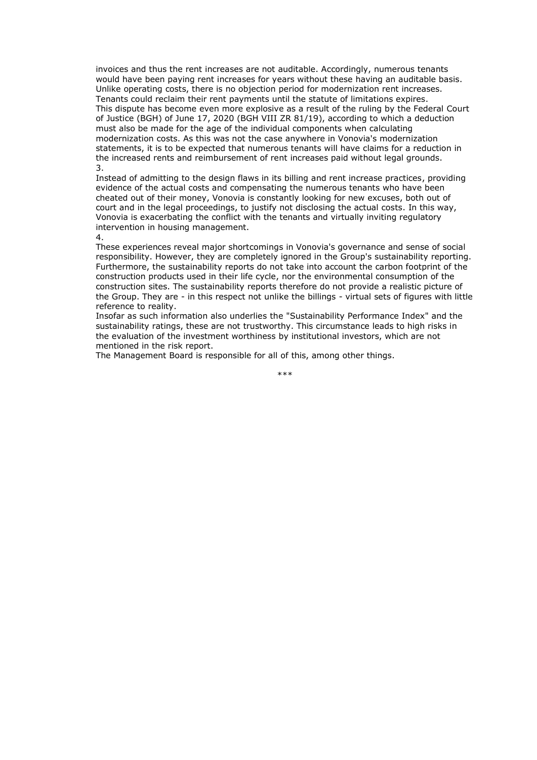invoices and thus the rent increases are not auditable. Accordingly, numerous tenants would have been paying rent increases for years without these having an auditable basis. Unlike operating costs, there is no objection period for modernization rent increases. Tenants could reclaim their rent payments until the statute of limitations expires. This dispute has become even more explosive as a result of the ruling by the Federal Court of Justice (BGH) of June 17, 2020 (BGH VIII ZR 81/19), according to which a deduction must also be made for the age of the individual components when calculating modernization costs. As this was not the case anywhere in Vonovia's modernization statements, it is to be expected that numerous tenants will have claims for a reduction in the increased rents and reimbursement of rent increases paid without legal grounds.

3.

Instead of admitting to the design flaws in its billing and rent increase practices, providing evidence of the actual costs and compensating the numerous tenants who have been cheated out of their money, Vonovia is constantly looking for new excuses, both out of court and in the legal proceedings, to justify not disclosing the actual costs. In this way, Vonovia is exacerbating the conflict with the tenants and virtually inviting regulatory intervention in housing management.

4.

These experiences reveal major shortcomings in Vonovia's governance and sense of social responsibility. However, they are completely ignored in the Group's sustainability reporting. Furthermore, the sustainability reports do not take into account the carbon footprint of the construction products used in their life cycle, nor the environmental consumption of the construction sites. The sustainability reports therefore do not provide a realistic picture of the Group. They are - in this respect not unlike the billings - virtual sets of figures with little reference to reality.

Insofar as such information also underlies the "Sustainability Performance Index" and the sustainability ratings, these are not trustworthy. This circumstance leads to high risks in the evaluation of the investment worthiness by institutional investors, which are not mentioned in the risk report.

The Management Board is responsible for all of this, among other things.

***